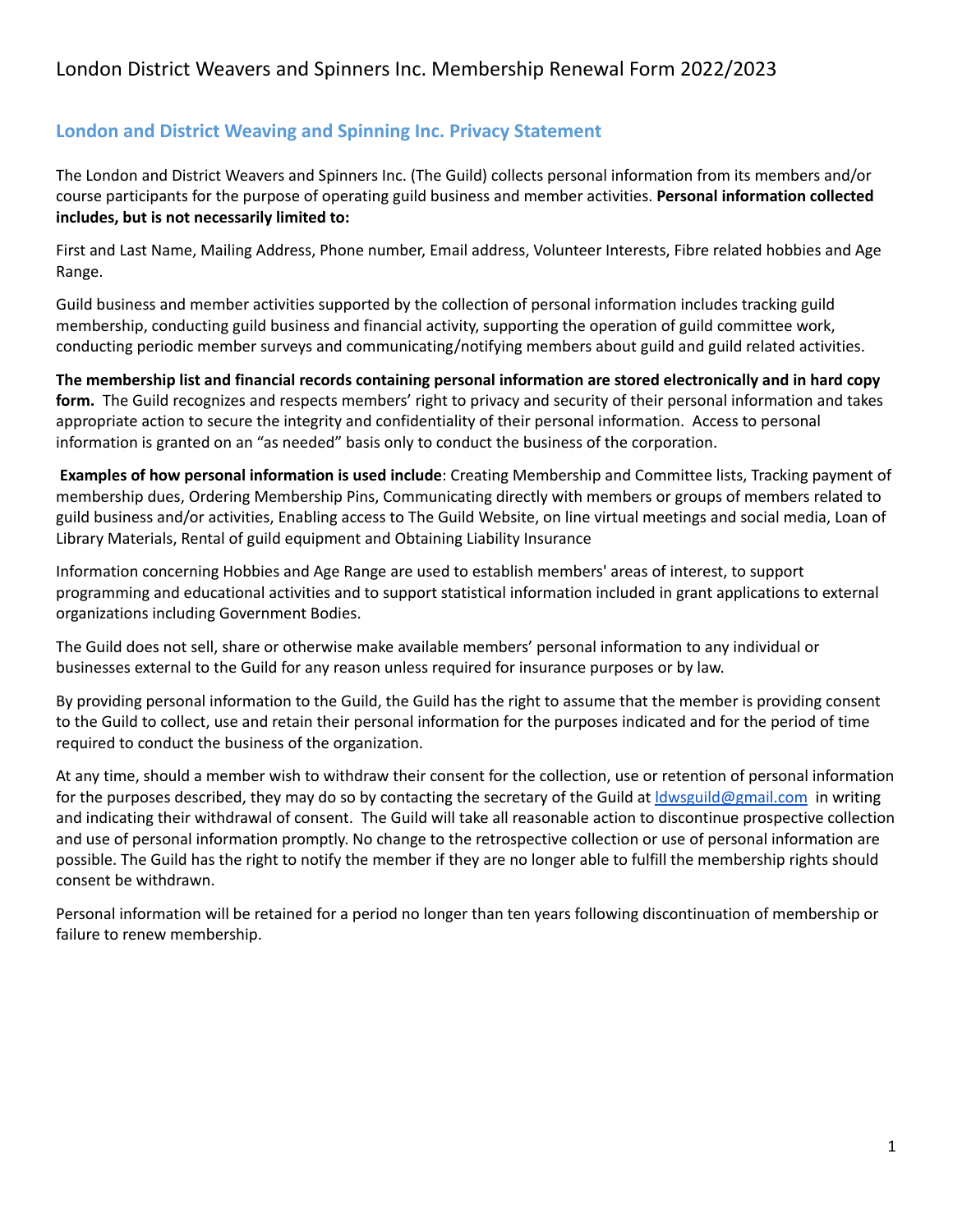# London District Weavers and Spinners Inc. Membership Renewal Form 2022/2023

## London and District Weaving and Spinning Inc. Privacy Statement

The London and District Weavers and Spinners Inc. (The Guild) collects personal information from its members and/or course participants for the purpose of operating guild business and member activities. **Personal information collected includes, but is not necessarily limited to:**

First and Last Name, Mailing Address, Phone number, Email address, Volunteer Interests, Fibre related hobbies and Age Range.

Guild business and member activities supported by the collection of personal information includes tracking guild membership, conducting guild business and financial activity, supporting the operation of guild committee work, conducting periodic member surveys and communicating/notifying members about guild and guild related activities.

**The membership list and financial records containing personal information are stored electronically and in hard copy form.** The Guild recognizes and respects members' right to privacy and security of their personal information and takes appropriate action to secure the integrity and confidentiality of their personal information. Access to personal information is granted on an "as needed" basis only to conduct the business of the corporation.

**Examples of how personal information is used include**: Creating Membership and Committee lists, Tracking payment of membership dues, Ordering Membership Pins, Communicating directly with members or groups of members related to guild business and/or activities, Enabling access to The Guild Website, on line virtual meetings and social media, Loan of Library Materials, Rental of guild equipment and Obtaining Liability Insurance

Information concerning Hobbies and Age Range are used to establish members' areas of interest, to support programming and educational activities and to support statistical information included in grant applications to external organizations including Government Bodies.

The Guild does not sell, share or otherwise make available members' personal information to any individual or businesses external to the Guild for any reason unless required for insurance purposes or by law.

By providing personal information to the Guild, the Guild has the right to assume that the member is providing consent to the Guild to collect, use and retain their personal information for the purposes indicated and for the period of time required to conduct the business of the organization.

At any time, should a member wish to withdraw their consent for the collection, use or retention of personal information for the purposes described, they may do so by contacting the secretary of the Guild at ldwsguild@gmail.com in writing and indicating their withdrawal of consent. The Guild will take all reasonable action to discontinue prospective collection and use of personal information promptly. No change to the retrospective collection or use of personal information are possible. The Guild has the right to notify the member if they are no longer able to fulfill the membership rights should consent be withdrawn.

Personal information will be retained for a period no longer than ten years following discontinuation of membership or failure to renew membership.